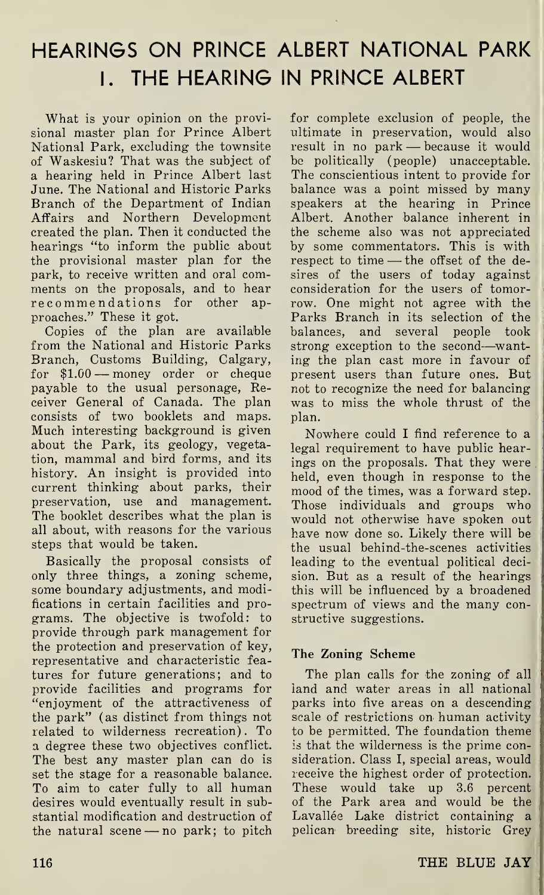# HEARINGS ON PRINCE ALBERT NATIONAL PARK
## I. THE HEARING IN PRINCE ALBERT

What is your opinion on the provisional master plan for Prince Albert National Park, excluding the townsite of Waskesiu? That was the subject of a hearing held in Prince Albert last June. The National and Historic Parks Branch of the Department of Indian Affairs and Northern Development created the plan. Then it conducted the hearings "to inform the public about the provisional master plan for the park, to receive written and oral comments on the proposals, and to hear recommendations for other approaches." These it got.

Copies of the plan are available from the National and Historic Parks Branch, Customs Building, Calgary, for $1.00 — money order or cheque payable to the usual personage, Receiver General of Canada. The plan consists of two booklets and maps. Much interesting background is given about the Park, its geology, vegetation, mammal and bird forms, and its history. An insight is provided into current thinking about parks, their preservation, use and management. The booklet describes what the plan is all about, with reasons for the various steps that would be taken.

Basically the proposal consists of only three things, a zoning scheme, some boundary adjustments, and modifications in certain facilities and programs. The objective is twofold: to provide through park management for the protection and preservation of key, representative and characteristic features for future generations; and to provide facilities and programs for "enjoyment of the attractiveness of the park" (as distinct from things not related to wilderness recreation). To a degree these two objectives conflict. The best any master plan can do is set the stage for a reasonable balance. To aim to cater fully to all human desires would eventually result in substantial modification and destruction of the natural scene — no park; to pitch for complete exclusion of people, the ultimate in preservation, would also result in no park — because it would be politically (people) unacceptable. The conscientious intent to provide for balance was a point missed by many speakers at the hearing in Prince Albert. Another balance inherent in the scheme also was not appreciated by some commentators. This is with respect to time — the offset of the desires of the users of today against consideration for the users of tomorrow. One might not agree with the Parks Branch in its selection of the balances, and several people took strong exception to the second—wanting the plan cast more in favour of present users than future ones. But not to recognize the need for balancing was to miss the whole thrust of the plan.

Nowhere could I find reference to a legal requirement to have public hearings on the proposals. That they were held, even though in response to the mood of the times, was a forward step. Those individuals and groups who would not otherwise have spoken out have now done so. Likely there will be the usual behind-the-scenes activities leading to the eventual political decision. But as a result of the hearings this will be influenced by a broadened spectrum of views and the many constructive suggestions.

### The Zoning Scheme

The plan calls for the zoning of all land and water areas in all national parks into five areas on a descending scale of restrictions on human activity to be permitted. The foundation theme is that the wilderness is the prime consideration. Class I, special areas, would receive the highest order of protection. These would take up 3.6 percent of the Park area and would be the Lavallée Lake district containing a pelican breeding site, historic Grey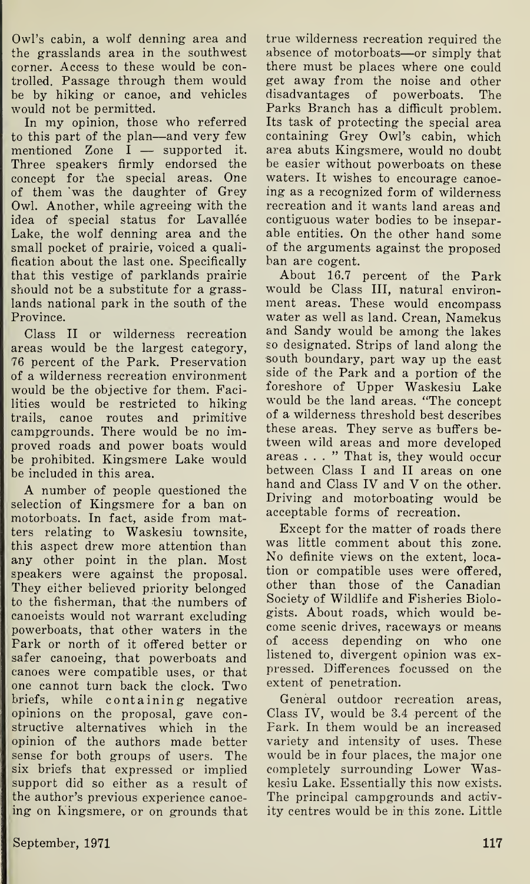Owl's cabin, a wolf denning area and the grasslands area in the southwest corner. Access to these would be controlled. Passage through them would be by hiking or canoe, and vehicles would not be permitted.

In my opinion, those who referred to this part of the plan—and very few mentioned Zone I — supported it. Three speakers firmly endorsed the concept for the special areas. One of them was the daughter of Grey Owl. Another, while agreeing with the idea of special status for Lavallée Lake, the wolf denning area and the small pocket of prairie, voiced a qualification about the last one. Specifically that this vestige of parklands prairie should not be a substitute for a grasslands national park in the south of the Province.

Class II or wilderness recreation areas would be the largest category, 76 percent of the Park. Preservation of a wilderness recreation environment would be the objective for them. Facilities would be restricted to hiking trails, canoe routes and primitive campgrounds. There would be no improved roads and power boats would be prohibited. Kingsmere Lake would be included in this area.

A number of people questioned the selection of Kingsmere for a ban on motorboats. In fact, aside from matters relating to Waskesiu townsite, this aspect drew more attention than any other point in the plan. Most speakers were against the proposal. They either believed priority belonged to the fisherman, that the numbers of canoeists would not warrant excluding powerboats, that other waters in the Park or north of it offered better or safer canoeing, that powerboats and canoes were compatible uses, or that one cannot turn back the clock. Two briefs, while containing negative opinions on the proposal, gave constructive alternatives which in the opinion of the authors made better sense for both groups of users. The six briefs that expressed or implied support did so either as a result of the author's previous experience canoeing on Kingsmere, or on grounds that true wilderness recreation required the absence of motorboats—or simply that there must be places where one could get away from the noise and other disadvantages of powerboats. The Parks Branch has a difficult problem. Its task of protecting the special area containing Grey Owl's cabin, which area abuts Kingsmere, would no doubt be easier without powerboats on these waters. It wishes to encourage canoeing as a recognized form of wilderness recreation and it wants land areas and contiguous water bodies to be inseparable entities. On the other hand some of the arguments against the proposed ban are cogent.

About 16.7 percent of the Park would be Class III, natural environment areas. These would encompass water as well as land. Crean, Namekus and Sandy would be among the lakes so designated. Strips of land along the south boundary, part way up the east side of the Park and a portion of the foreshore of Upper Waskesiu Lake would be the land areas. "The concept of a wilderness threshold best describes these areas. They serve as buffers between wild areas and more developed areas . . . " That is, they would occur between Class I and II areas on one hand and Class IV and V on the other. Driving and motorboating would be acceptable forms of recreation.

Except for the matter of roads there was little comment about this zone. No definite views on the extent, location or compatible uses were offered, other than those of the Canadian Society of Wildlife and Fisheries Biologists. About roads, which would become scenic drives, raceways or means of access depending on who one listened to, divergent opinion was expressed. Differences focussed on the extent of penetration.

General outdoor recreation areas, Class IV, would be 3.4 percent of the Park. In them would be an increased variety and intensity of uses. These would be in four places, the major one completely surrounding Lower Waskesiu Lake. Essentially this now exists. The principal campgrounds and activity centres would be in this zone. Little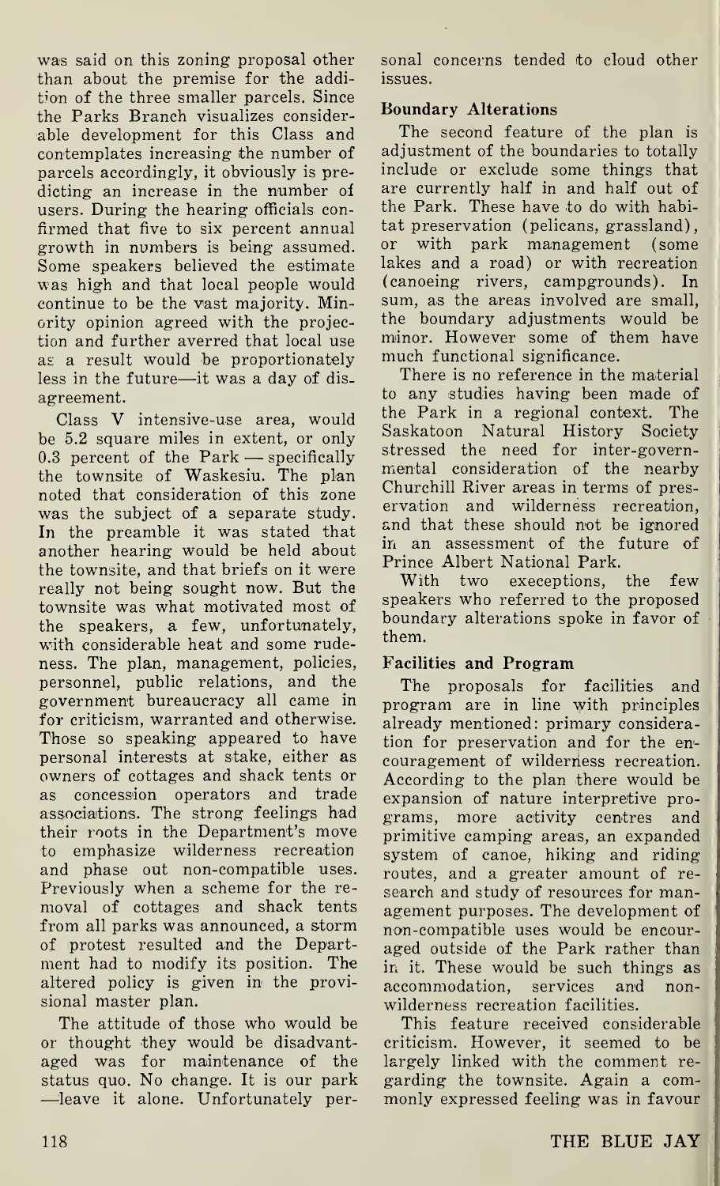was said on this zoning proposal other than about the premise for the addition of the three smaller parcels. Since the Parks Branch visualizes considerable development for this Class and contemplates increasing the number of parcels accordingly, it obviously is predicting an increase in the number of users. During the hearing officials confirmed that five to six percent annual growth in numbers is being assumed. Some speakers believed the estimate was high and that local people would continue to be the vast majority. Minority opinion agreed with the projection and further averred that local use as a result would be proportionately less in the future—it was a day of disagreement.

Class V intensive-use area, would be 5.2 square miles in extent, or only 0.3 percent of the Park — specifically the townsite of Waskesiu. The plan noted that consideration of this zone was the subject of a separate study. In the preamble it was stated that another hearing would be held about the townsite, and that briefs on it were really not being sought now. But the townsite was what motivated most of the speakers, a few, unfortunately, with considerable heat and some rudeness. The plan, management, policies, personnel, public relations, and the government bureaucracy all came in for criticism, warranted and otherwise. Those so speaking appeared to have personal interests at stake, either as owners of cottages and shack tents or as concession operators and trade associations. The strong feelings had their roots in the Department's move to emphasize wilderness recreation and phase out non-compatible uses. Previously when a scheme for the removal of cottages and shack tents from all parks was announced, a storm of protest resulted and the Department had to modify its position. The altered policy is given in the provisional master plan.

The attitude of those who would be or thought they would be disadvantaged was for maintenance of the status quo. No change. It is our park—leave it alone. Unfortunately personal concerns tended to cloud other issues.

### Boundary Alterations

The second feature of the plan is adjustment of the boundaries to totally include or exclude some things that are currently half in and half out of the Park. These have to do with habitat preservation (pelicans, grassland), or with park management (some lakes and a road) or with recreation (canoeing rivers, campgrounds). In sum, as the areas involved are small, the boundary adjustments would be minor. However some of them have much functional significance.

There is no reference in the material to any studies having been made of the Park in a regional context. The Saskatoon Natural History Society stressed the need for inter-governmental consideration of the nearby Churchill River areas in terms of preservation and wilderness recreation, and that these should not be ignored in an assessment of the future of Prince Albert National Park.

With two execeptions, the few speakers who referred to the proposed boundary alterations spoke in favor of them.

### Facilities and Program

The proposals for facilities and program are in line with principles already mentioned: primary consideration for preservation and for the encouragement of wilderness recreation. According to the plan there would be expansion of nature interpretive programs, more activity centres and primitive camping areas, an expanded system of canoe, hiking and riding routes, and a greater amount of research and study of resources for management purposes. The development of non-compatible uses would be encouraged outside of the Park rather than in it. These would be such things as accommodation, services and non-wilderness recreation facilities.

This feature received considerable criticism. However, it seemed to be largely linked with the comment regarding the townsite. Again a commonly expressed feeling was in favour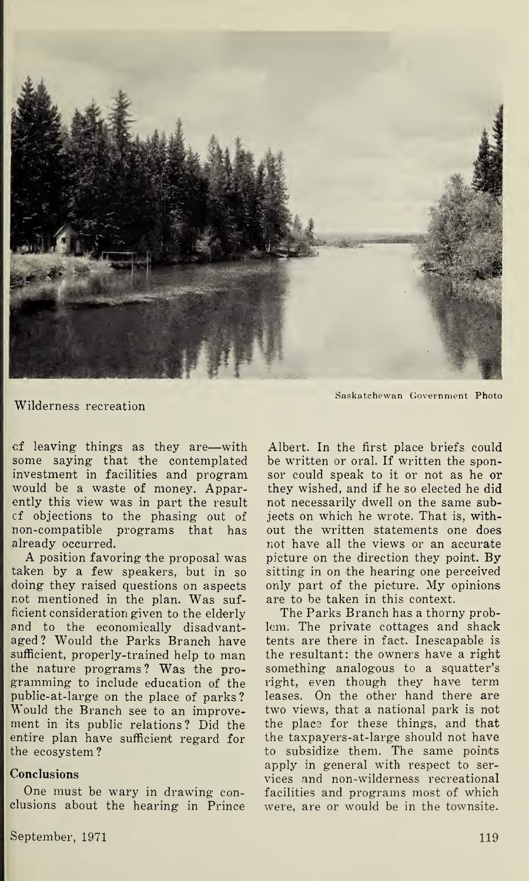Wilderness recreation

Saskatchewan Government Photo

of leaving things as they are—with some saying that the contemplated investment in facilities and program would be a waste of money. Apparently this view was in part the result of objections to the phasing out of non-compatible programs that has already occurred.

A position favoring the proposal was taken by a few speakers, but in so doing they raised questions on aspects not mentioned in the plan. Was sufficient consideration given to the elderly and to the economically disadvantaged? Would the Parks Branch have sufficient, properly-trained help to man the nature programs? Was the programming to include education of the public-at-large on the place of parks? Would the Branch see to an improvement in its public relations? Did the entire plan have sufficient regard for the ecosystem?

### Conclusions

One must be wary in drawing conclusions about the hearing in Prince Albert. In the first place briefs could be written or oral. If written the sponsor could speak to it or not as he or they wished, and if he so elected he did not necessarily dwell on the same subjects on which he wrote. That is, without the written statements one does not have all the views or an accurate picture on the direction they point. By sitting in on the hearing one perceived only part of the picture. My opinions are to be taken in this context.

The Parks Branch has a thorny problem. The private cottages and shack tents are there in fact. Inescapable is the resultant: the owners have a right something analogous to a squatter's right, even though they have term leases. On the other hand there are two views, that a national park is not the place for these things, and that the taxpayers-at-large should not have to subsidize them. The same points apply in general with respect to services and non-wilderness recreational facilities and programs most of which were, are or would be in the townsite.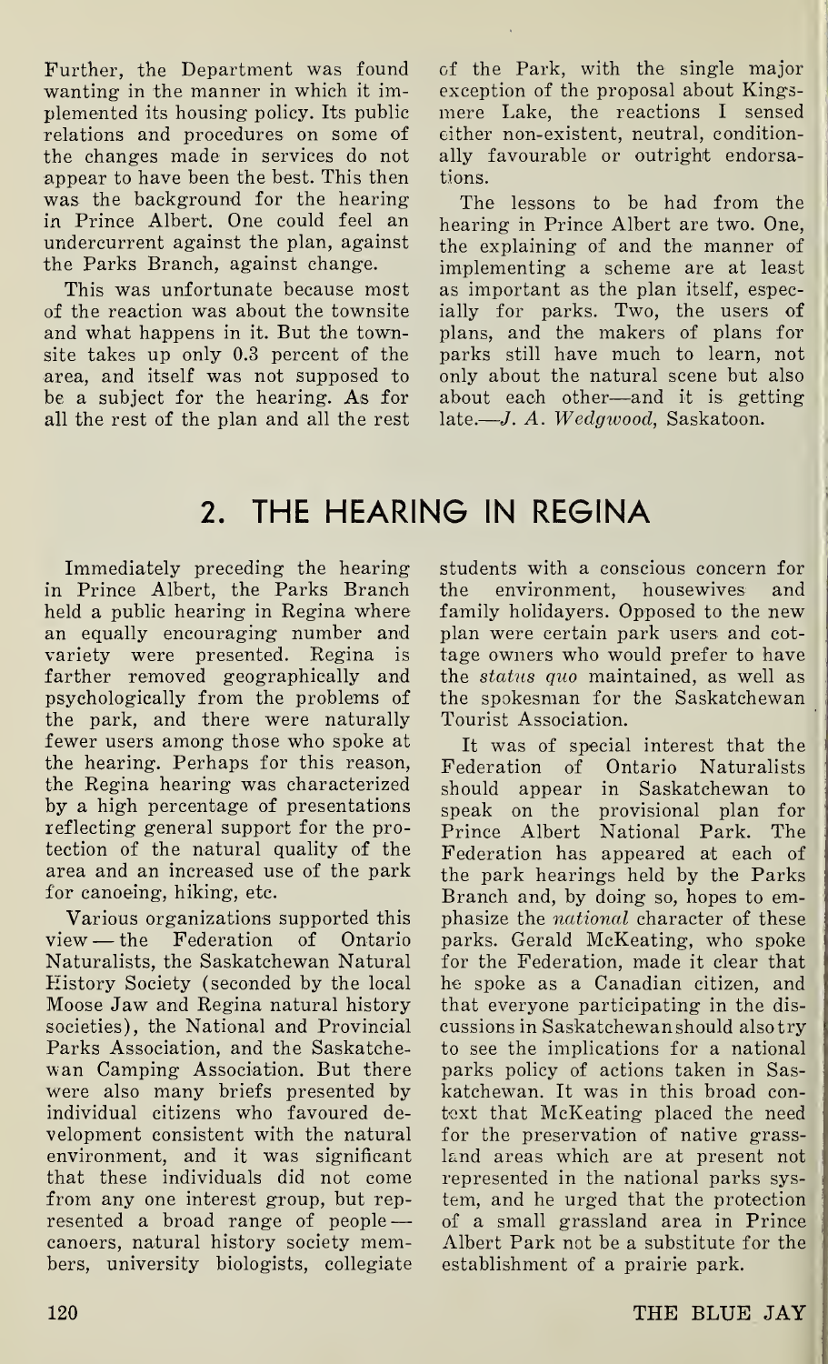Further, the Department was found wanting in the manner in which it implemented its housing policy. Its public relations and procedures on some of the changes made in services do not appear to have been the best. This then was the background for the hearing in Prince Albert. One could feel an undercurrent against the plan, against the Parks Branch, against change.

This was unfortunate because most of the reaction was about the townsite and what happens in it. But the townsite takes up only 0.3 percent of the area, and itself was not supposed to be a subject for the hearing. As for all the rest of the plan and all the rest of the Park, with the single major exception of the proposal about Kingsmere Lake, the reactions I sensed either non-existent, neutral, conditionally favourable or outright endorsations.

The lessons to be had from the hearing in Prince Albert are two. One, the explaining of and the manner of implementing a scheme are at least as important as the plan itself, especially for parks. Two, the users of plans, and the makers of plans for parks still have much to learn, not only about the natural scene but also about each other—and it is getting late.—*J. A. Wedgwood*, Saskatoon.

## 2. THE HEARING IN REGINA

Immediately preceding the hearing in Prince Albert, the Parks Branch held a public hearing in Regina where an equally encouraging number and variety were presented. Regina is farther removed geographically and psychologically from the problems of the park, and there were naturally fewer users among those who spoke at the hearing. Perhaps for this reason, the Regina hearing was characterized by a high percentage of presentations reflecting general support for the protection of the natural quality of the area and an increased use of the park for canoeing, hiking, etc.

Various organizations supported this view — the Federation of Ontario Naturalists, the Saskatchewan Natural History Society (seconded by the local Moose Jaw and Regina natural history societies), the National and Provincial Parks Association, and the Saskatchewan Camping Association. But there were also many briefs presented by individual citizens who favoured development consistent with the natural environment, and it was significant that these individuals did not come from any one interest group, but represented a broad range of people — canoers, natural history society members, university biologists, collegiate students with a conscious concern for the environment, housewives and family holidayers. Opposed to the new plan were certain park users and cottage owners who would prefer to have the *status quo* maintained, as well as the spokesman for the Saskatchewan Tourist Association.

It was of special interest that the Federation of Ontario Naturalists should appear in Saskatchewan to speak on the provisional plan for Prince Albert National Park. The Federation has appeared at each of the park hearings held by the Parks Branch and, by doing so, hopes to emphasize the *national* character of these parks. Gerald McKeating, who spoke for the Federation, made it clear that he spoke as a Canadian citizen, and that everyone participating in the discussions in Saskatchewan should also try to see the implications for a national parks policy of actions taken in Saskatchewan. It was in this broad context that McKeating placed the need for the preservation of native grassland areas which are at present not represented in the national parks system, and he urged that the protection of a small grassland area in Prince Albert Park not be a substitute for the establishment of a prairie park.